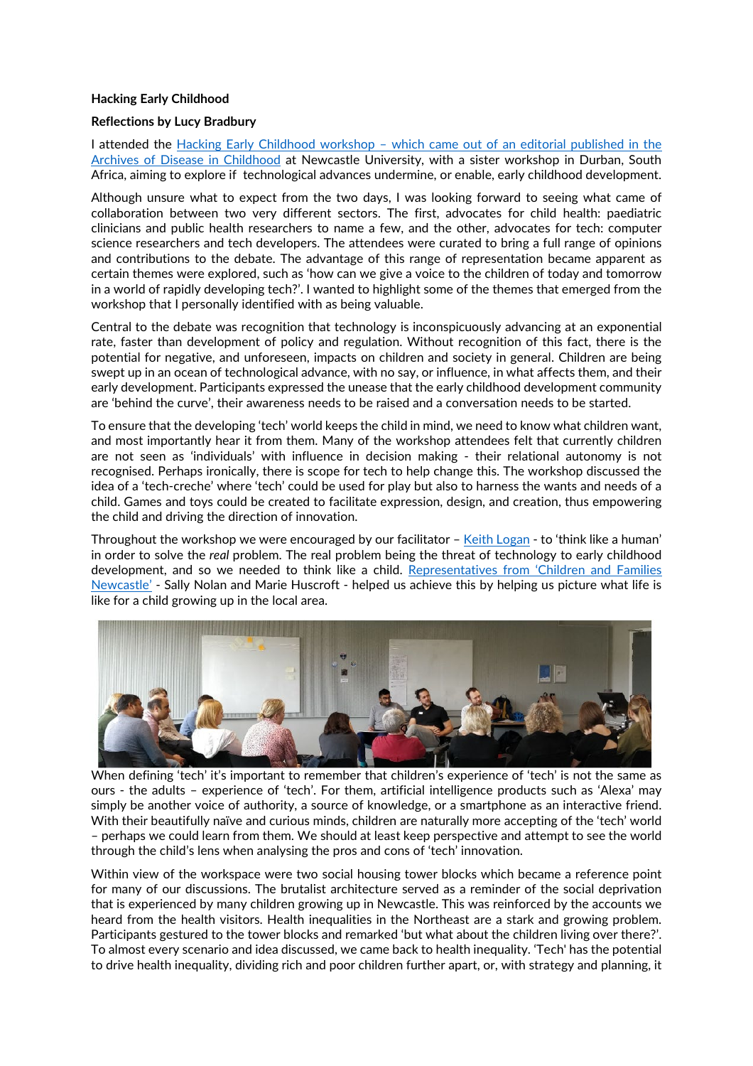**Hacking Early Childhood**

**Reflections by Lucy Bradbury**

I attended the Hacking Early Childhood workshop – which came out of an editorial published in the Archives of Disease in Childhood at Newcastle University, with a sister workshop in Durban, South Africa, aiming to explore if technological advances undermine, or enable, early childhood development.

Although unsure what to expect from the two days, I was looking forward to seeing what came of collaboration between two very different sectors. The first, advocates for child health: paediatric clinicians and public health researchers to name a few, and the other, advocates for tech: computer science researchers and tech developers. The attendees were curated to bring a full range of opinions and contributions to the debate. The advantage of this range of representation became apparent as certain themes were explored, such as 'how can we give a voice to the children of today and tomorrow in a world of rapidly developing tech?'. I wanted to highlight some of the themes that emerged from the workshop that I personally identified with as being valuable.

Central to the debate was recognition that technology is inconspicuously advancing at an exponential rate, faster than development of policy and regulation. Without recognition of this fact, there is the potential for negative, and unforeseen, impacts on children and society in general. Children are being swept up in an ocean of technological advance, with no say, or influence, in what affects them, and their early development. Participants expressed the unease that the early childhood development community are 'behind the curve', their awareness needs to be raised and a conversation needs to be started.

To ensure that the developing 'tech' world keeps the child in mind, we need to know what children want, and most importantly hear it from them. Many of the workshop attendees felt that currently children are not seen as 'individuals' with influence in decision making - their relational autonomy is not recognised. Perhaps ironically, there is scope for tech to help change this. The workshop discussed the idea of a 'tech-creche' where 'tech' could be used for play but also to harness the wants and needs of a child. Games and toys could be created to facilitate expression, design, and creation, thus empowering the child and driving the direction of innovation.

Throughout the workshop we were encouraged by our facilitator – Keith Logan - to 'think like a human' in order to solve the *real* problem. The real problem being the threat of technology to early childhood development, and so we needed to think like a child. Representatives from 'Children and Families Newcastle' - Sally Nolan and Marie Huscroft - helped us achieve this by helping us picture what life is like for a child growing up in the local area.

When defining 'tech' it's important to remember that children's experience of 'tech' is not the same as ours - the adults – experience of 'tech'. For them, artificial intelligence products such as 'Alexa' may simply be another voice of authority, a source of knowledge, or a smartphone as an interactive friend. With their beautifully naïve and curious minds, children are naturally more accepting of the 'tech' world – perhaps we could learn from them. We should at least keep perspective and attempt to see the world through the child's lens when analysing the pros and cons of 'tech' innovation.

Within view of the workspace were two social housing tower blocks which became a reference point for many of our discussions. The brutalist architecture served as a reminder of the social deprivation that is experienced by many children growing up in Newcastle. This was reinforced by the accounts we heard from the health visitors. Health inequalities in the Northeast are a stark and growing problem. Participants gestured to the tower blocks and remarked 'but what about the children living over there?'. To almost every scenario and idea discussed, we came back to health inequality. 'Tech' has the potential to drive health inequality, dividing rich and poor children further apart, or, with strategy and planning, it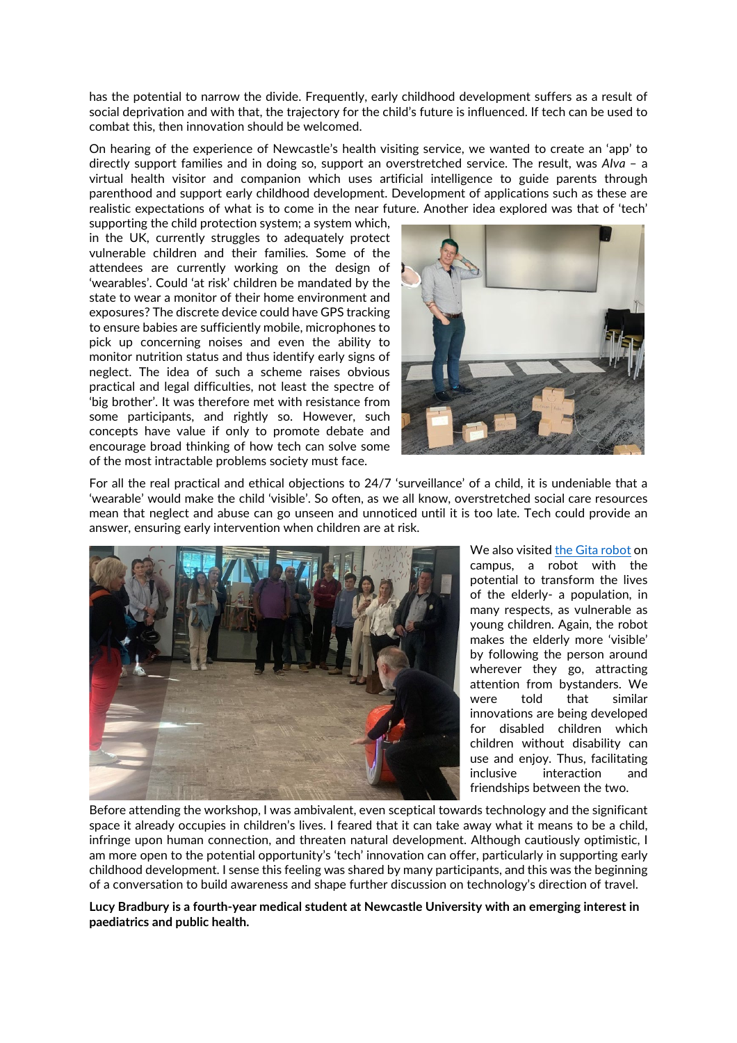has the potential to narrow the divide. Frequently, early childhood development suffers as a result of social deprivation and with that, the trajectory for the child's future is influenced. If tech can be used to combat this, then innovation should be welcomed.

On hearing of the experience of Newcastle's health visiting service, we wanted to create an 'app' to directly support families and in doing so, support an overstretched service. The result, was *Alva* – a virtual health visitor and companion which uses artificial intelligence to guide parents through parenthood and support early childhood development. Development of applications such as these are realistic expectations of what is to come in the near future. Another idea explored was that of 'tech' supporting the child protection system; a system which, in the UK, currently struggles to adequately protect vulnerable children and their families. Some of the attendees are currently working on the design of 'wearables'. Could 'at risk' children be mandated by the state to wear a monitor of their home environment and exposures? The discrete device could have GPS tracking to ensure babies are sufficiently mobile, microphones to pick up concerning noises and even the ability to monitor nutrition status and thus identify early signs of neglect. The idea of such a scheme raises obvious practical and legal difficulties, not least the spectre of 'big brother'. It was therefore met with resistance from some participants, and rightly so. However, such concepts have value if only to promote debate and encourage broad thinking of how tech can solve some of the most intractable problems society must face.

For all the real practical and ethical objections to 24/7 'surveillance' of a child, it is undeniable that a 'wearable' would make the child 'visible'. So often, as we all know, overstretched social care resources mean that neglect and abuse can go unseen and unnoticed until it is too late. Tech could provide an answer, ensuring early intervention when children are at risk.

We also visited [the Gita robot] on campus, a robot with the potential to transform the lives of the elderly- a population, in many respects, as vulnerable as young children. Again, the robot makes the elderly more 'visible' by following the person around wherever they go, attracting attention from bystanders. We were told that similar innovations are being developed for disabled children which children without disability can use and enjoy. Thus, facilitating inclusive interaction and friendships between the two.

Before attending the workshop, I was ambivalent, even sceptical towards technology and the significant space it already occupies in children's lives. I feared that it can take away what it means to be a child, infringe upon human connection, and threaten natural development. Although cautiously optimistic, I am more open to the potential opportunity's 'tech' innovation can offer, particularly in supporting early childhood development. I sense this feeling was shared by many participants, and this was the beginning of a conversation to build awareness and shape further discussion on technology's direction of travel.

**Lucy Bradbury is a fourth-year medical student at Newcastle University with an emerging interest in paediatrics and public health.**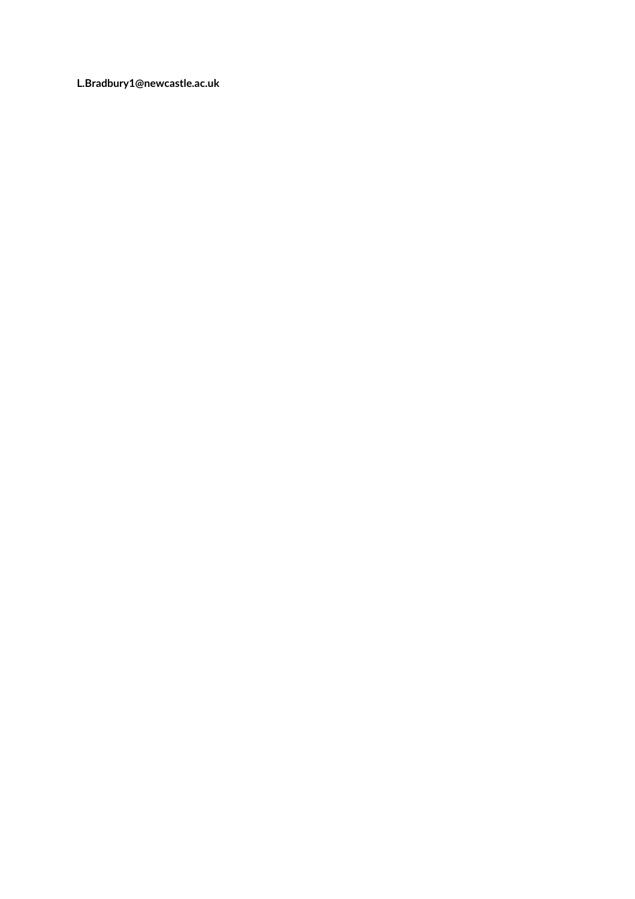**L.Bradbury1@newcastle.ac.uk**